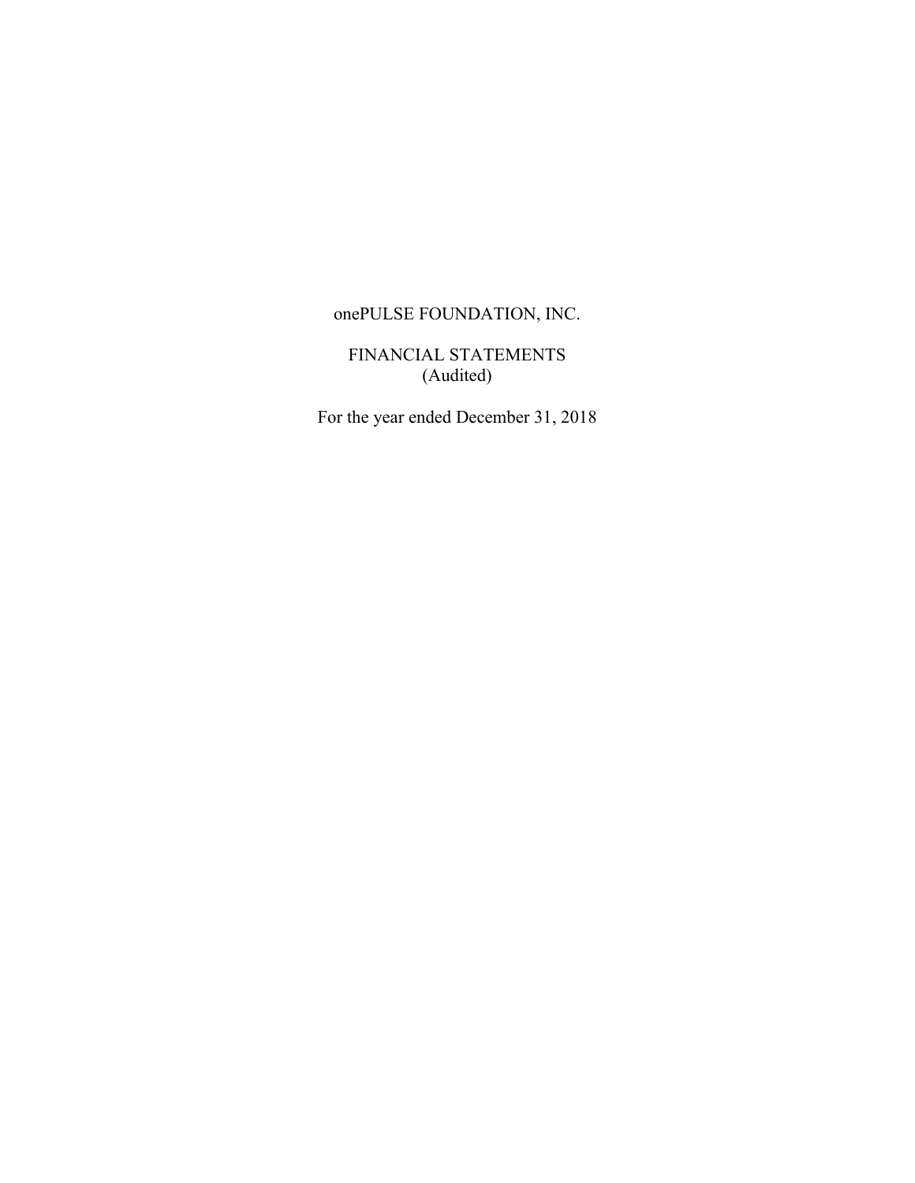# onePULSE FOUNDATION, INC.

## FINANCIAL STATEMENTS
(Audited)

For the year ended December 31, 2018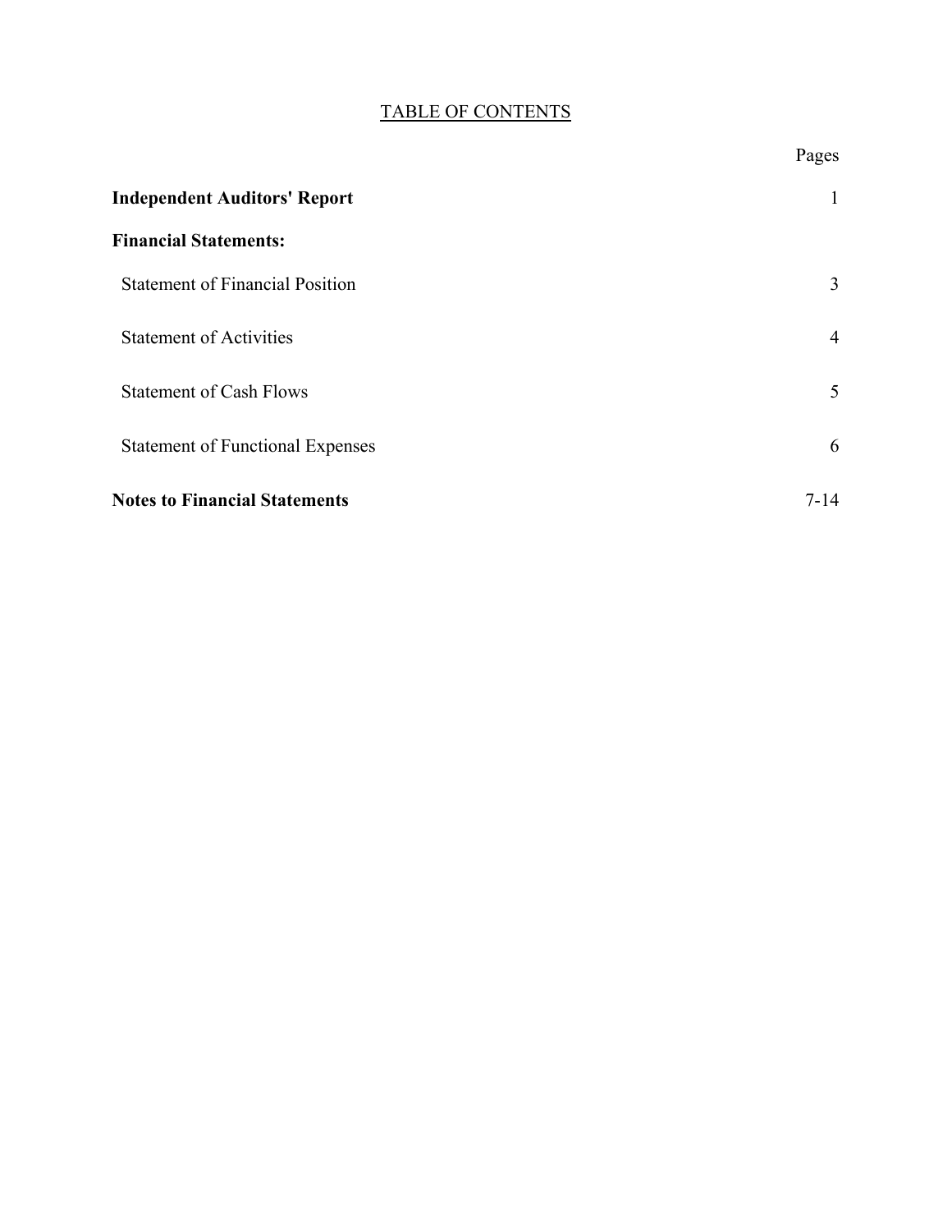# TABLE OF CONTENTS

| | Pages |
|---|---|
| **Independent Auditors' Report** | 1 |
| **Financial Statements:** | |
| Statement of Financial Position | 3 |
| Statement of Activities | 4 |
| Statement of Cash Flows | 5 |
| Statement of Functional Expenses | 6 |
| **Notes to Financial Statements** | 7-14 |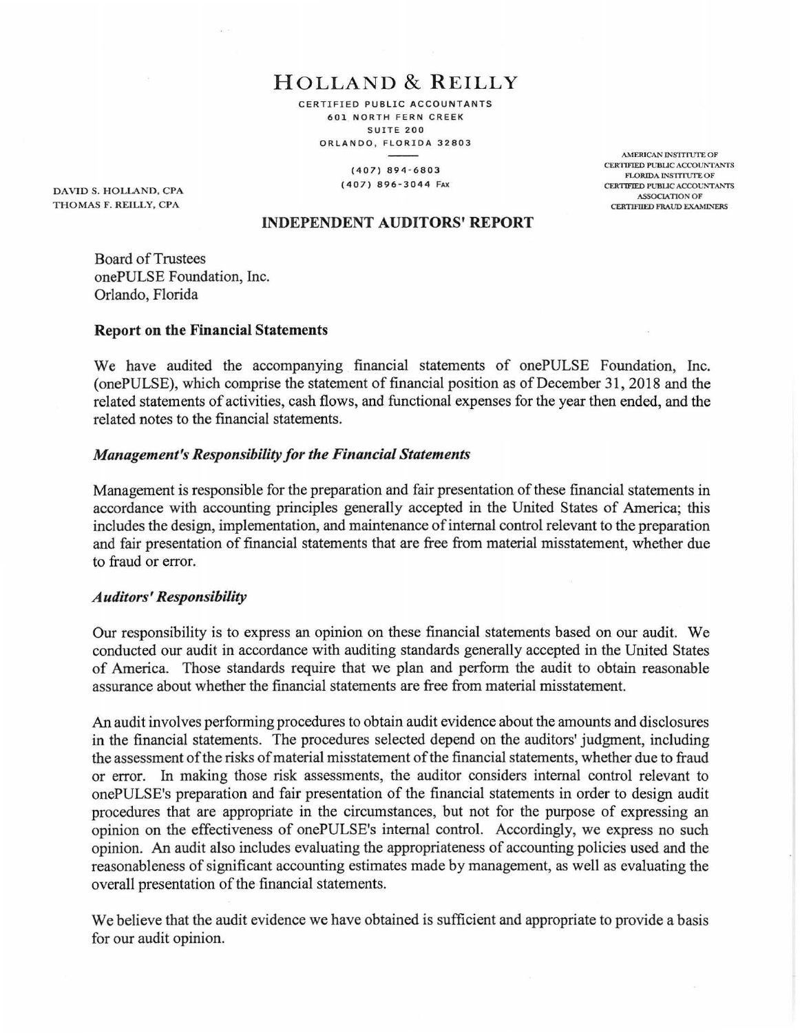# HOLLAND & REILLY

CERTIFIED PUBLIC ACCOUNTANTS
601 NORTH FERN CREEK
SUITE 200
ORLANDO, FLORIDA 32803

(407) 894-6803
(407) 896-3044 FAX

DAVID S. HOLLAND, CPA
THOMAS F. REILLY, CPA

AMERICAN INSTITUTE OF CERTIFIED PUBLIC ACCOUNTANTS
FLORIDA INSTITUTE OF CERTIFIED PUBLIC ACCOUNTANTS
ASSOCIATION OF CERTIFIED FRAUD EXAMINERS

## INDEPENDENT AUDITORS' REPORT

Board of Trustees
onePULSE Foundation, Inc.
Orlando, Florida

### Report on the Financial Statements

We have audited the accompanying financial statements of onePULSE Foundation, Inc. (onePULSE), which comprise the statement of financial position as of December 31, 2018 and the related statements of activities, cash flows, and functional expenses for the year then ended, and the related notes to the financial statements.

#### *Management's Responsibility for the Financial Statements*

Management is responsible for the preparation and fair presentation of these financial statements in accordance with accounting principles generally accepted in the United States of America; this includes the design, implementation, and maintenance of internal control relevant to the preparation and fair presentation of financial statements that are free from material misstatement, whether due to fraud or error.

#### *Auditors' Responsibility*

Our responsibility is to express an opinion on these financial statements based on our audit. We conducted our audit in accordance with auditing standards generally accepted in the United States of America. Those standards require that we plan and perform the audit to obtain reasonable assurance about whether the financial statements are free from material misstatement.

An audit involves performing procedures to obtain audit evidence about the amounts and disclosures in the financial statements. The procedures selected depend on the auditors' judgment, including the assessment of the risks of material misstatement of the financial statements, whether due to fraud or error. In making those risk assessments, the auditor considers internal control relevant to onePULSE's preparation and fair presentation of the financial statements in order to design audit procedures that are appropriate in the circumstances, but not for the purpose of expressing an opinion on the effectiveness of onePULSE's internal control. Accordingly, we express no such opinion. An audit also includes evaluating the appropriateness of accounting policies used and the reasonableness of significant accounting estimates made by management, as well as evaluating the overall presentation of the financial statements.

We believe that the audit evidence we have obtained is sufficient and appropriate to provide a basis for our audit opinion.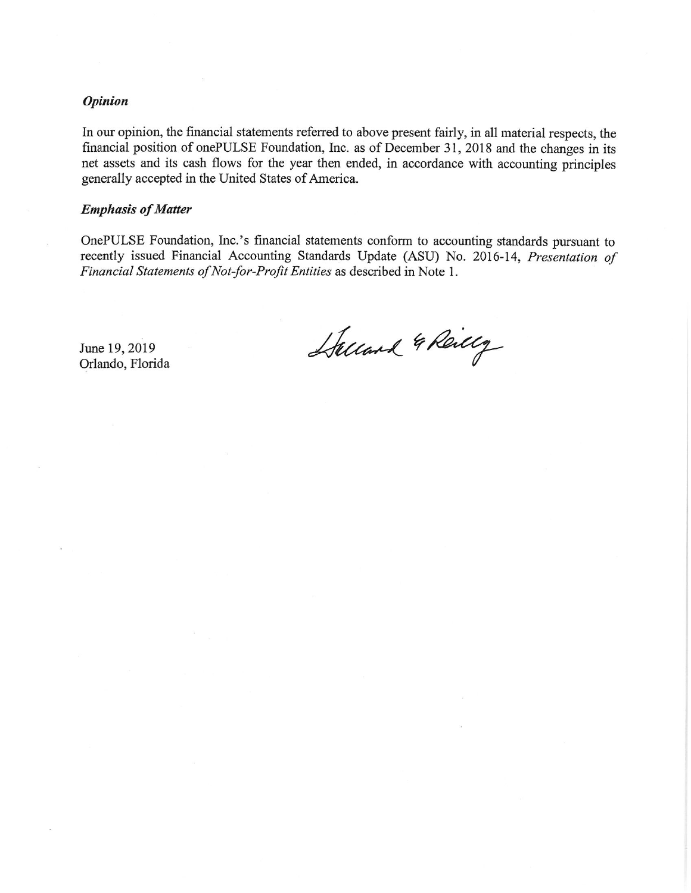### *Opinion*

In our opinion, the financial statements referred to above present fairly, in all material respects, the financial position of onePULSE Foundation, Inc. as of December 31, 2018 and the changes in its net assets and its cash flows for the year then ended, in accordance with accounting principles generally accepted in the United States of America.

### *Emphasis of Matter*

OnePULSE Foundation, Inc.'s financial statements conform to accounting standards pursuant to recently issued Financial Accounting Standards Update (ASU) No. 2016-14, *Presentation of Financial Statements of Not-for-Profit Entities* as described in Note 1.

June 19, 2019
Orlando, Florida

Hullard & Reilly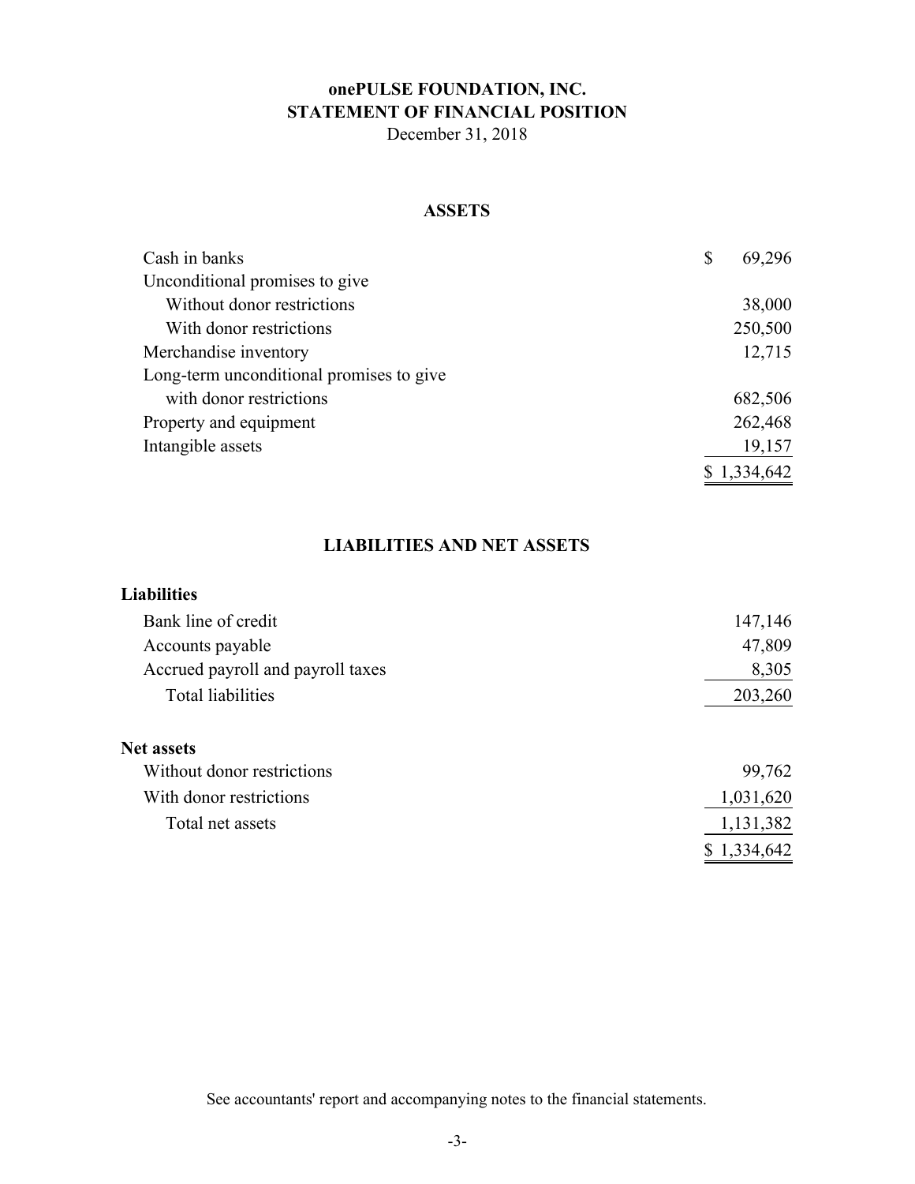# onePULSE FOUNDATION, INC.
## STATEMENT OF FINANCIAL POSITION
December 31, 2018

### ASSETS

| | |
|---|---|
| Cash in banks | $ 69,296 |
| Unconditional promises to give | |
| Without donor restrictions | 38,000 |
| With donor restrictions | 250,500 |
| Merchandise inventory | 12,715 |
| Long-term unconditional promises to give with donor restrictions | 682,506 |
| Property and equipment | 262,468 |
| Intangible assets | 19,157 |
| | $ 1,334,642 |

### LIABILITIES AND NET ASSETS

| | |
|---|---|
| **Liabilities** | |
| Bank line of credit | 147,146 |
| Accounts payable | 47,809 |
| Accrued payroll and payroll taxes | 8,305 |
| Total liabilities | 203,260 |
| **Net assets** | |
| Without donor restrictions | 99,762 |
| With donor restrictions | 1,031,620 |
| Total net assets | 1,131,382 |
| | $ 1,334,642 |

See accountants' report and accompanying notes to the financial statements.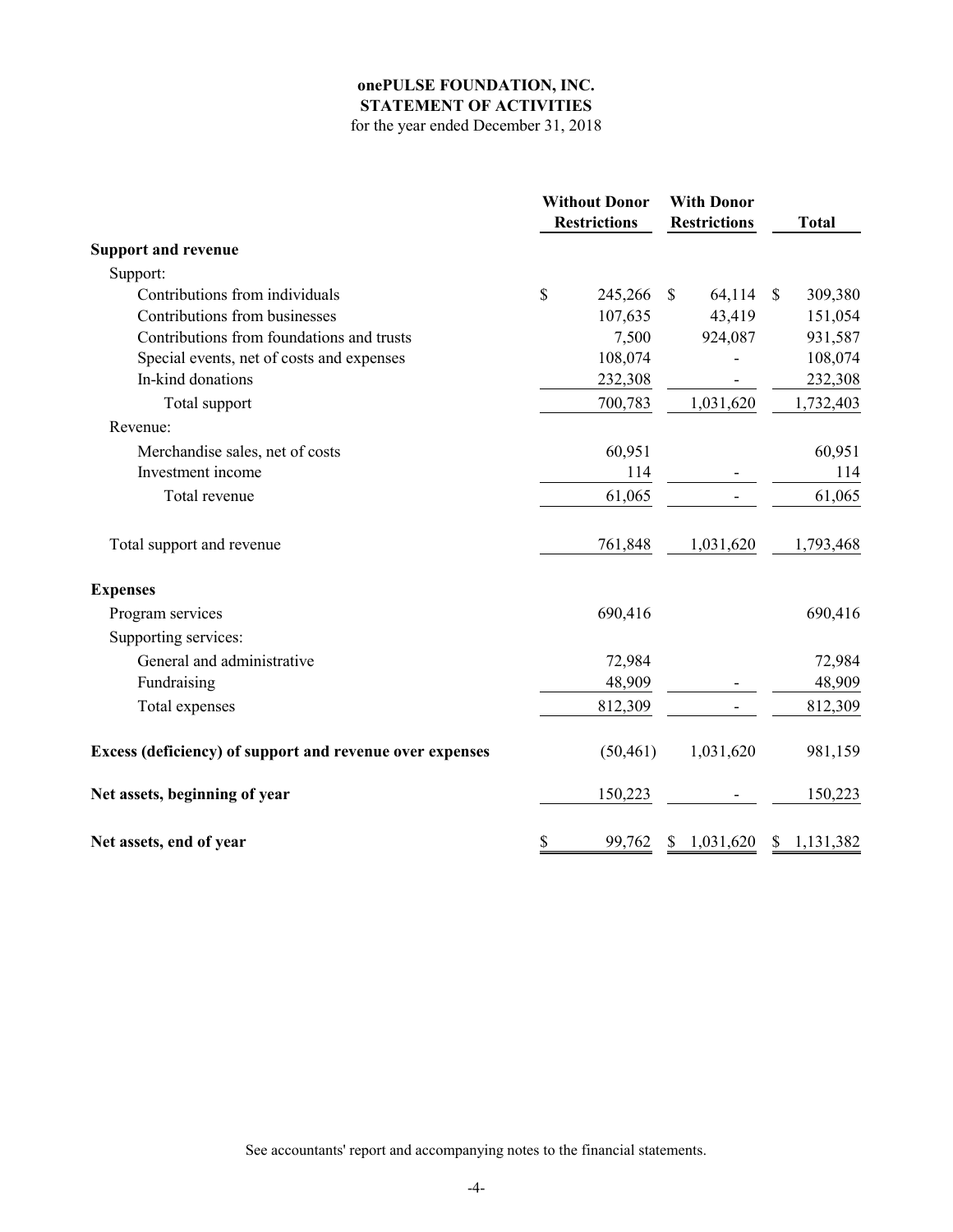# onePULSE FOUNDATION, INC.
## STATEMENT OF ACTIVITIES
for the year ended December 31, 2018

| | Without Donor Restrictions | With Donor Restrictions | Total |
|---|---|---|---|
| **Support and revenue** | | | |
| Support: | | | |
| Contributions from individuals | $ 245,266 | $ 64,114 | $ 309,380 |
| Contributions from businesses | 107,635 | 43,419 | 151,054 |
| Contributions from foundations and trusts | 7,500 | 924,087 | 931,587 |
| Special events, net of costs and expenses | 108,074 | - | 108,074 |
| In-kind donations | 232,308 | - | 232,308 |
| Total support | 700,783 | 1,031,620 | 1,732,403 |
| Revenue: | | | |
| Merchandise sales, net of costs | 60,951 | | 60,951 |
| Investment income | 114 | - | 114 |
| Total revenue | 61,065 | - | 61,065 |
| Total support and revenue | 761,848 | 1,031,620 | 1,793,468 |
| **Expenses** | | | |
| Program services | 690,416 | | 690,416 |
| Supporting services: | | | |
| General and administrative | 72,984 | | 72,984 |
| Fundraising | 48,909 | - | 48,909 |
| Total expenses | 812,309 | - | 812,309 |
| **Excess (deficiency) of support and revenue over expenses** | (50,461) | 1,031,620 | 981,159 |
| **Net assets, beginning of year** | 150,223 | - | 150,223 |
| **Net assets, end of year** | $ 99,762 | $ 1,031,620 | $ 1,131,382 |

See accountants' report and accompanying notes to the financial statements.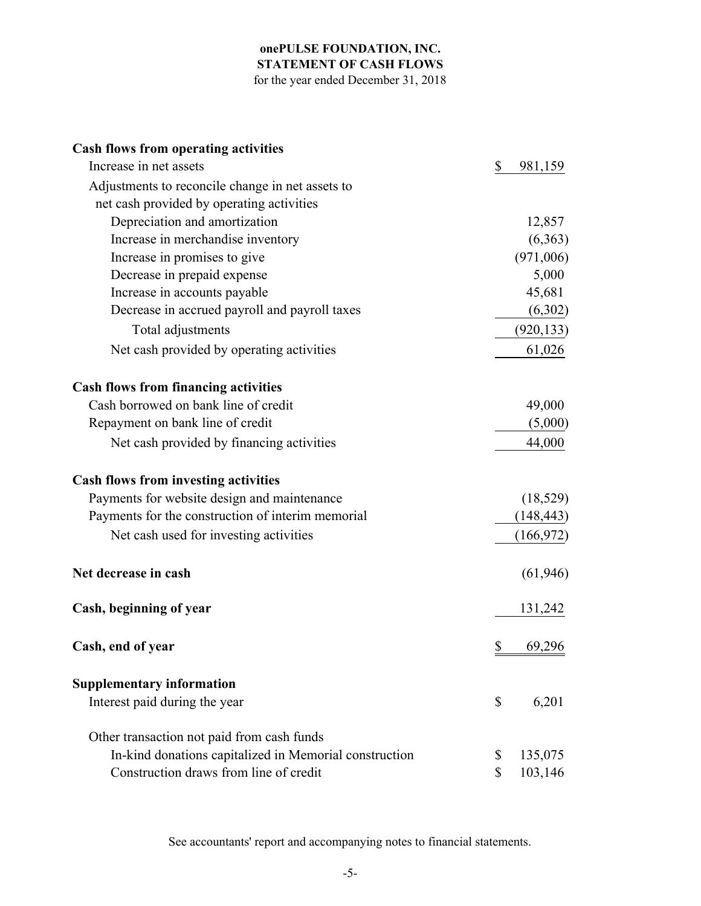**onePULSE FOUNDATION, INC.**
**STATEMENT OF CASH FLOWS**
for the year ended December 31, 2018

| | |
|---|---|
| **Cash flows from operating activities** | |
| Increase in net assets | $ 981,159 |
| Adjustments to reconcile change in net assets to net cash provided by operating activities | |
| Depreciation and amortization | 12,857 |
| Increase in merchandise inventory | (6,363) |
| Increase in promises to give | (971,006) |
| Decrease in prepaid expense | 5,000 |
| Increase in accounts payable | 45,681 |
| Decrease in accrued payroll and payroll taxes | (6,302) |
| Total adjustments | (920,133) |
| Net cash provided by operating activities | 61,026 |
| **Cash flows from financing activities** | |
| Cash borrowed on bank line of credit | 49,000 |
| Repayment on bank line of credit | (5,000) |
| Net cash provided by financing activities | 44,000 |
| **Cash flows from investing activities** | |
| Payments for website design and maintenance | (18,529) |
| Payments for the construction of interim memorial | (148,443) |
| Net cash used for investing activities | (166,972) |
| **Net decrease in cash** | (61,946) |
| **Cash, beginning of year** | 131,242 |
| **Cash, end of year** | $ 69,296 |
| **Supplementary information** | |
| Interest paid during the year | $ 6,201 |
| Other transaction not paid from cash funds | |
| In-kind donations capitalized in Memorial construction | $ 135,075 |
| Construction draws from line of credit | $ 103,146 |

See accountants' report and accompanying notes to financial statements.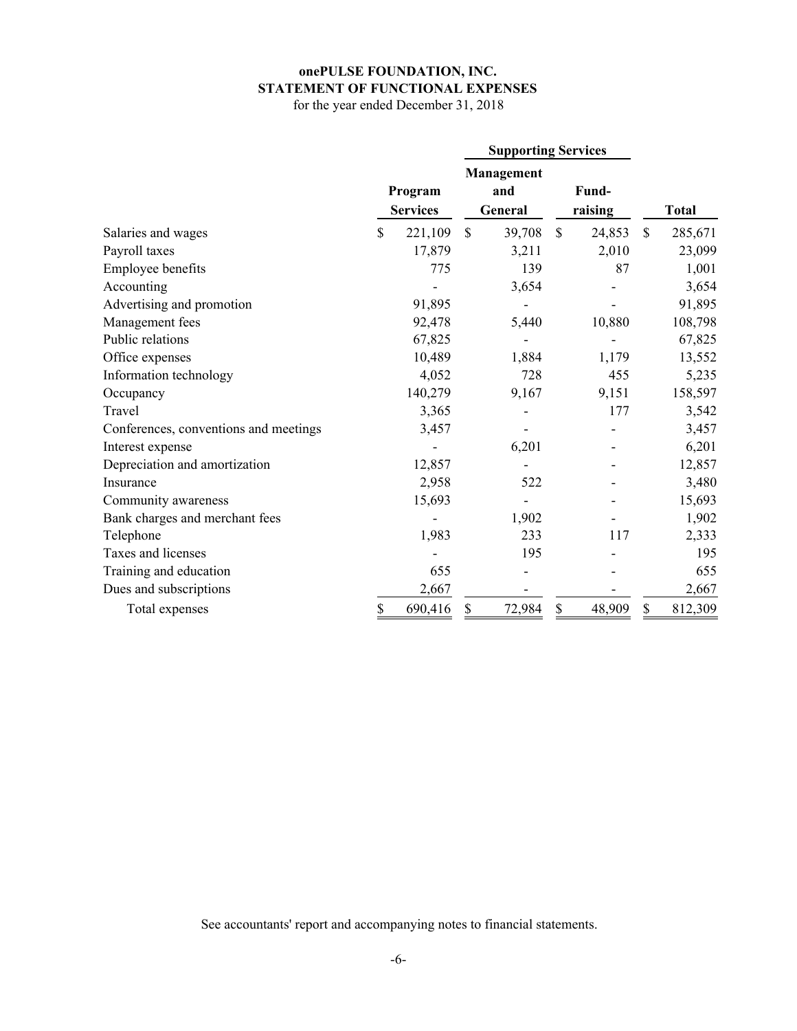**onePULSE FOUNDATION, INC.**
**STATEMENT OF FUNCTIONAL EXPENSES**
for the year ended December 31, 2018

| | | Supporting Services | | |
|---|---|---|---|---|
| | Program Services | Management and General | Fund-raising | Total |
| Salaries and wages | $ 221,109 | $ 39,708 | $ 24,853 | $ 285,671 |
| Payroll taxes | 17,879 | 3,211 | 2,010 | 23,099 |
| Employee benefits | 775 | 139 | 87 | 1,001 |
| Accounting | - | 3,654 | - | 3,654 |
| Advertising and promotion | 91,895 | - | - | 91,895 |
| Management fees | 92,478 | 5,440 | 10,880 | 108,798 |
| Public relations | 67,825 | - | - | 67,825 |
| Office expenses | 10,489 | 1,884 | 1,179 | 13,552 |
| Information technology | 4,052 | 728 | 455 | 5,235 |
| Occupancy | 140,279 | 9,167 | 9,151 | 158,597 |
| Travel | 3,365 | - | 177 | 3,542 |
| Conferences, conventions and meetings | 3,457 | - | - | 3,457 |
| Interest expense | - | 6,201 | - | 6,201 |
| Depreciation and amortization | 12,857 | - | - | 12,857 |
| Insurance | 2,958 | 522 | - | 3,480 |
| Community awareness | 15,693 | - | - | 15,693 |
| Bank charges and merchant fees | - | 1,902 | - | 1,902 |
| Telephone | 1,983 | 233 | 117 | 2,333 |
| Taxes and licenses | - | 195 | - | 195 |
| Training and education | 655 | - | - | 655 |
| Dues and subscriptions | 2,667 | - | - | 2,667 |
| Total expenses | $ 690,416 | $ 72,984 | $ 48,909 | $ 812,309 |

See accountants' report and accompanying notes to financial statements.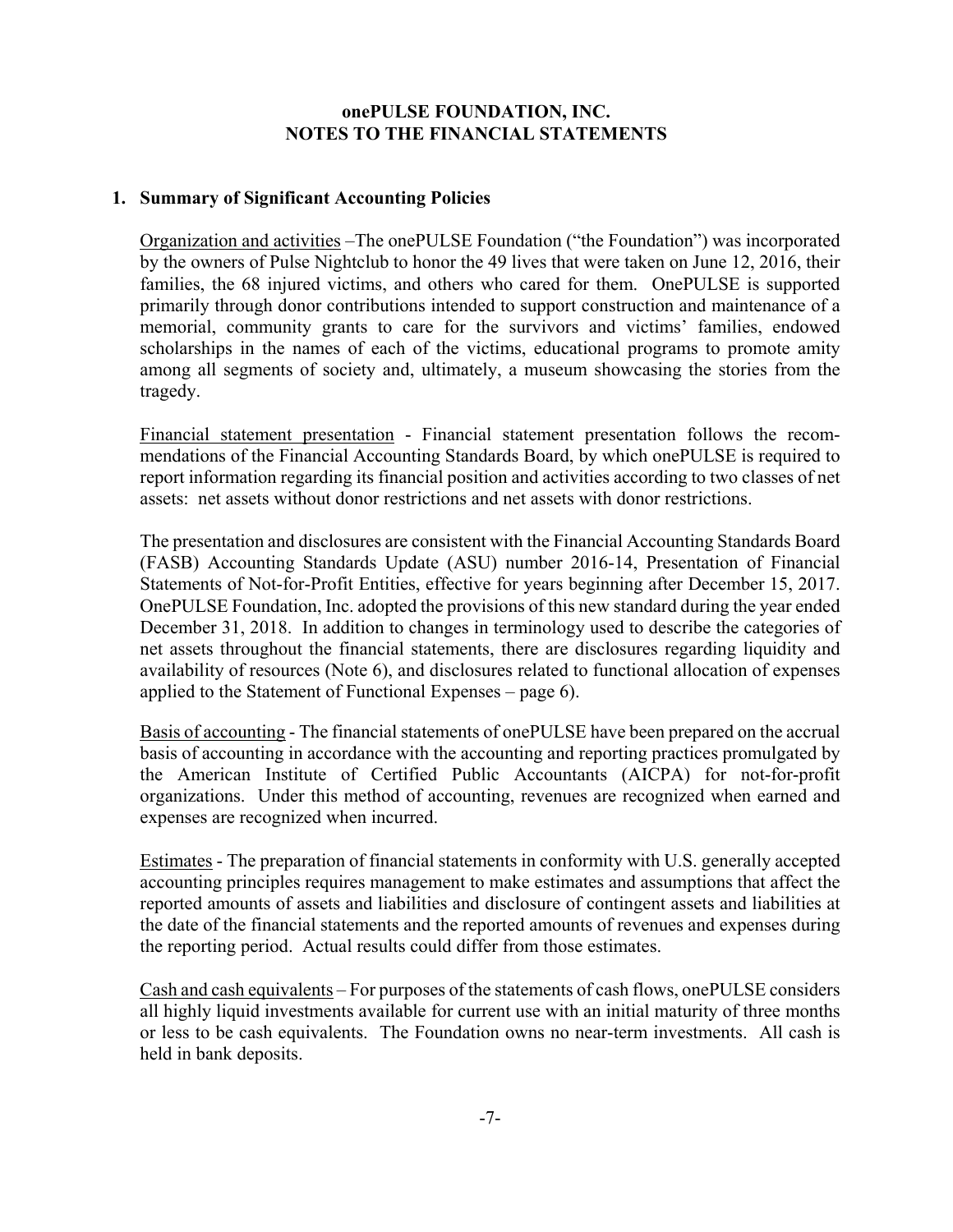## onePULSE FOUNDATION, INC.
## NOTES TO THE FINANCIAL STATEMENTS

### 1. Summary of Significant Accounting Policies

Organization and activities –The onePULSE Foundation ("the Foundation") was incorporated by the owners of Pulse Nightclub to honor the 49 lives that were taken on June 12, 2016, their families, the 68 injured victims, and others who cared for them. OnePULSE is supported primarily through donor contributions intended to support construction and maintenance of a memorial, community grants to care for the survivors and victims' families, endowed scholarships in the names of each of the victims, educational programs to promote amity among all segments of society and, ultimately, a museum showcasing the stories from the tragedy.

Financial statement presentation - Financial statement presentation follows the recommendations of the Financial Accounting Standards Board, by which onePULSE is required to report information regarding its financial position and activities according to two classes of net assets: net assets without donor restrictions and net assets with donor restrictions.

The presentation and disclosures are consistent with the Financial Accounting Standards Board (FASB) Accounting Standards Update (ASU) number 2016-14, Presentation of Financial Statements of Not-for-Profit Entities, effective for years beginning after December 15, 2017. OnePULSE Foundation, Inc. adopted the provisions of this new standard during the year ended December 31, 2018. In addition to changes in terminology used to describe the categories of net assets throughout the financial statements, there are disclosures regarding liquidity and availability of resources (Note 6), and disclosures related to functional allocation of expenses applied to the Statement of Functional Expenses – page 6).

Basis of accounting - The financial statements of onePULSE have been prepared on the accrual basis of accounting in accordance with the accounting and reporting practices promulgated by the American Institute of Certified Public Accountants (AICPA) for not-for-profit organizations. Under this method of accounting, revenues are recognized when earned and expenses are recognized when incurred.

Estimates - The preparation of financial statements in conformity with U.S. generally accepted accounting principles requires management to make estimates and assumptions that affect the reported amounts of assets and liabilities and disclosure of contingent assets and liabilities at the date of the financial statements and the reported amounts of revenues and expenses during the reporting period. Actual results could differ from those estimates.

Cash and cash equivalents – For purposes of the statements of cash flows, onePULSE considers all highly liquid investments available for current use with an initial maturity of three months or less to be cash equivalents. The Foundation owns no near-term investments. All cash is held in bank deposits.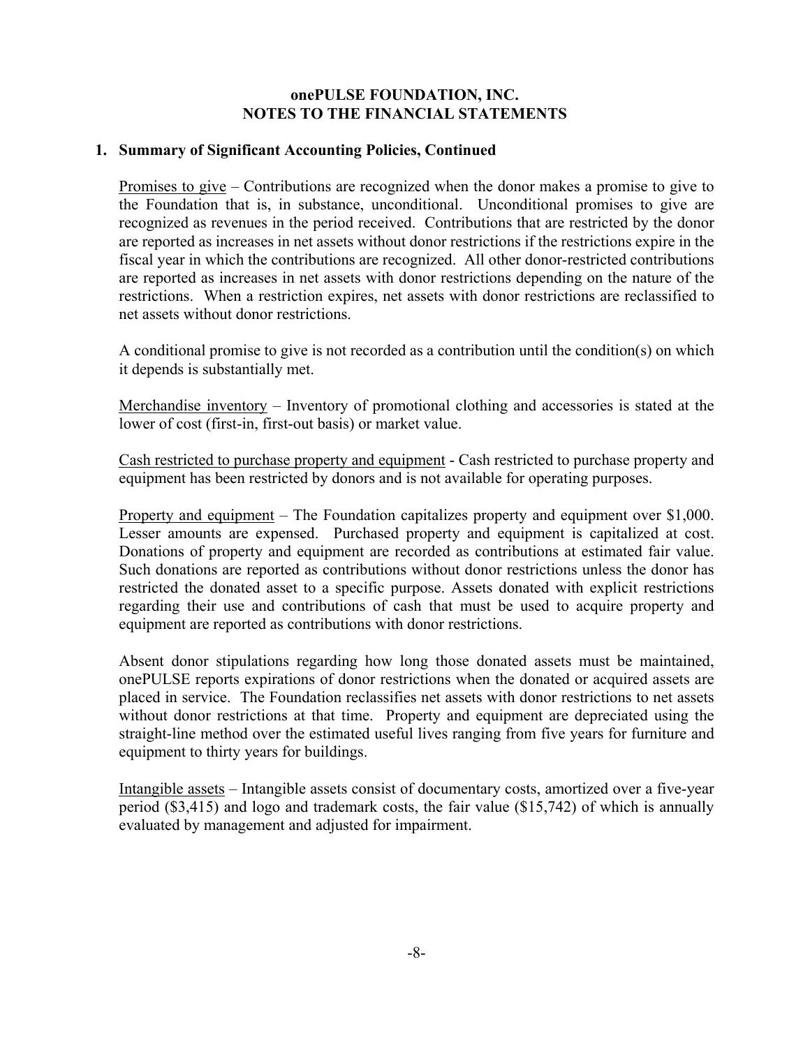**onePULSE FOUNDATION, INC.**
**NOTES TO THE FINANCIAL STATEMENTS**

**1. Summary of Significant Accounting Policies, Continued**

Promises to give – Contributions are recognized when the donor makes a promise to give to the Foundation that is, in substance, unconditional. Unconditional promises to give are recognized as revenues in the period received. Contributions that are restricted by the donor are reported as increases in net assets without donor restrictions if the restrictions expire in the fiscal year in which the contributions are recognized. All other donor-restricted contributions are reported as increases in net assets with donor restrictions depending on the nature of the restrictions. When a restriction expires, net assets with donor restrictions are reclassified to net assets without donor restrictions.

A conditional promise to give is not recorded as a contribution until the condition(s) on which it depends is substantially met.

Merchandise inventory – Inventory of promotional clothing and accessories is stated at the lower of cost (first-in, first-out basis) or market value.

Cash restricted to purchase property and equipment - Cash restricted to purchase property and equipment has been restricted by donors and is not available for operating purposes.

Property and equipment – The Foundation capitalizes property and equipment over $1,000. Lesser amounts are expensed. Purchased property and equipment is capitalized at cost. Donations of property and equipment are recorded as contributions at estimated fair value. Such donations are reported as contributions without donor restrictions unless the donor has restricted the donated asset to a specific purpose. Assets donated with explicit restrictions regarding their use and contributions of cash that must be used to acquire property and equipment are reported as contributions with donor restrictions.

Absent donor stipulations regarding how long those donated assets must be maintained, onePULSE reports expirations of donor restrictions when the donated or acquired assets are placed in service. The Foundation reclassifies net assets with donor restrictions to net assets without donor restrictions at that time. Property and equipment are depreciated using the straight-line method over the estimated useful lives ranging from five years for furniture and equipment to thirty years for buildings.

Intangible assets – Intangible assets consist of documentary costs, amortized over a five-year period ($3,415) and logo and trademark costs, the fair value ($15,742) of which is annually evaluated by management and adjusted for impairment.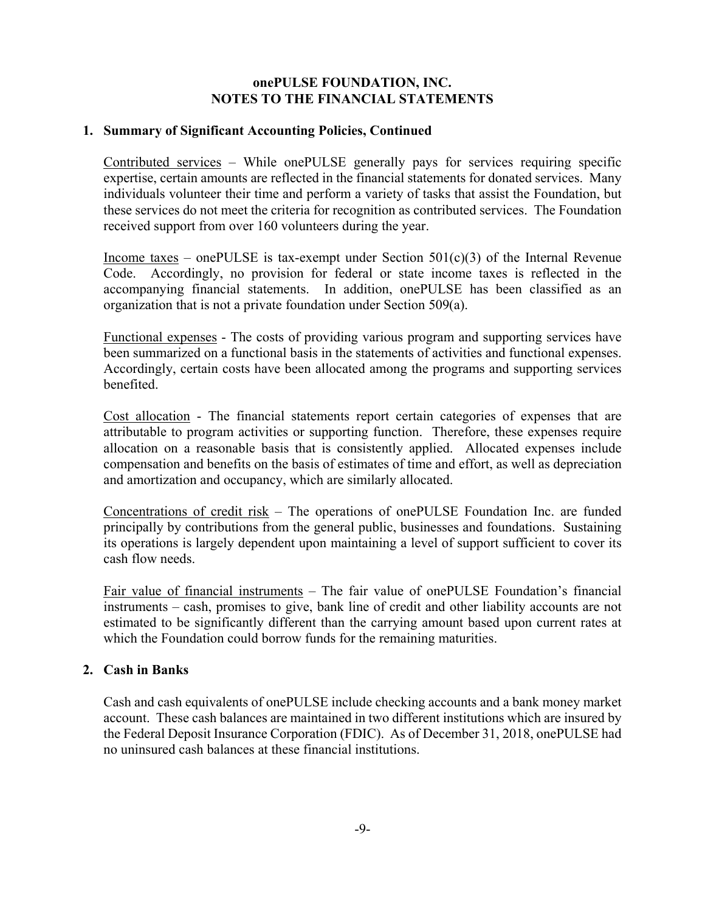**onePULSE FOUNDATION, INC.**
**NOTES TO THE FINANCIAL STATEMENTS**

## 1. Summary of Significant Accounting Policies, Continued

Contributed services – While onePULSE generally pays for services requiring specific expertise, certain amounts are reflected in the financial statements for donated services. Many individuals volunteer their time and perform a variety of tasks that assist the Foundation, but these services do not meet the criteria for recognition as contributed services. The Foundation received support from over 160 volunteers during the year.

Income taxes – onePULSE is tax-exempt under Section 501(c)(3) of the Internal Revenue Code. Accordingly, no provision for federal or state income taxes is reflected in the accompanying financial statements. In addition, onePULSE has been classified as an organization that is not a private foundation under Section 509(a).

Functional expenses - The costs of providing various program and supporting services have been summarized on a functional basis in the statements of activities and functional expenses. Accordingly, certain costs have been allocated among the programs and supporting services benefited.

Cost allocation - The financial statements report certain categories of expenses that are attributable to program activities or supporting function. Therefore, these expenses require allocation on a reasonable basis that is consistently applied. Allocated expenses include compensation and benefits on the basis of estimates of time and effort, as well as depreciation and amortization and occupancy, which are similarly allocated.

Concentrations of credit risk – The operations of onePULSE Foundation Inc. are funded principally by contributions from the general public, businesses and foundations. Sustaining its operations is largely dependent upon maintaining a level of support sufficient to cover its cash flow needs.

Fair value of financial instruments – The fair value of onePULSE Foundation's financial instruments – cash, promises to give, bank line of credit and other liability accounts are not estimated to be significantly different than the carrying amount based upon current rates at which the Foundation could borrow funds for the remaining maturities.

## 2. Cash in Banks

Cash and cash equivalents of onePULSE include checking accounts and a bank money market account. These cash balances are maintained in two different institutions which are insured by the Federal Deposit Insurance Corporation (FDIC). As of December 31, 2018, onePULSE had no uninsured cash balances at these financial institutions.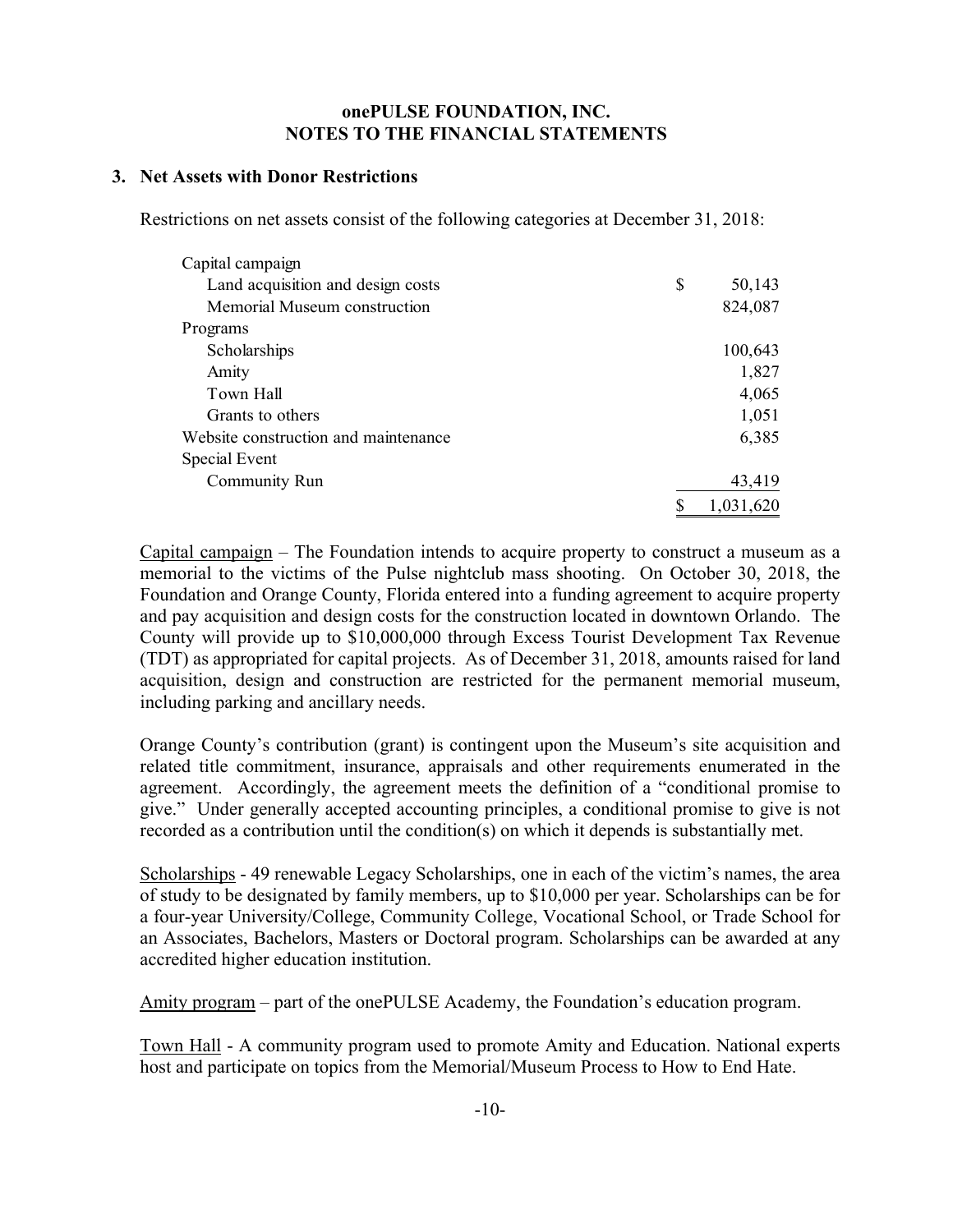**onePULSE FOUNDATION, INC.**
**NOTES TO THE FINANCIAL STATEMENTS**

## 3. Net Assets with Donor Restrictions

Restrictions on net assets consist of the following categories at December 31, 2018:

| | |
|---|---|
| Capital campaign | |
| Land acquisition and design costs | $ 50,143 |
| Memorial Museum construction | 824,087 |
| Programs | |
| Scholarships | 100,643 |
| Amity | 1,827 |
| Town Hall | 4,065 |
| Grants to others | 1,051 |
| Website construction and maintenance | 6,385 |
| Special Event | |
| Community Run | 43,419 |
| | $ 1,031,620 |

Capital campaign – The Foundation intends to acquire property to construct a museum as a memorial to the victims of the Pulse nightclub mass shooting. On October 30, 2018, the Foundation and Orange County, Florida entered into a funding agreement to acquire property and pay acquisition and design costs for the construction located in downtown Orlando. The County will provide up to $10,000,000 through Excess Tourist Development Tax Revenue (TDT) as appropriated for capital projects. As of December 31, 2018, amounts raised for land acquisition, design and construction are restricted for the permanent memorial museum, including parking and ancillary needs.

Orange County's contribution (grant) is contingent upon the Museum's site acquisition and related title commitment, insurance, appraisals and other requirements enumerated in the agreement. Accordingly, the agreement meets the definition of a "conditional promise to give." Under generally accepted accounting principles, a conditional promise to give is not recorded as a contribution until the condition(s) on which it depends is substantially met.

Scholarships - 49 renewable Legacy Scholarships, one in each of the victim's names, the area of study to be designated by family members, up to $10,000 per year. Scholarships can be for a four-year University/College, Community College, Vocational School, or Trade School for an Associates, Bachelors, Masters or Doctoral program. Scholarships can be awarded at any accredited higher education institution.

Amity program – part of the onePULSE Academy, the Foundation's education program.

Town Hall - A community program used to promote Amity and Education. National experts host and participate on topics from the Memorial/Museum Process to How to End Hate.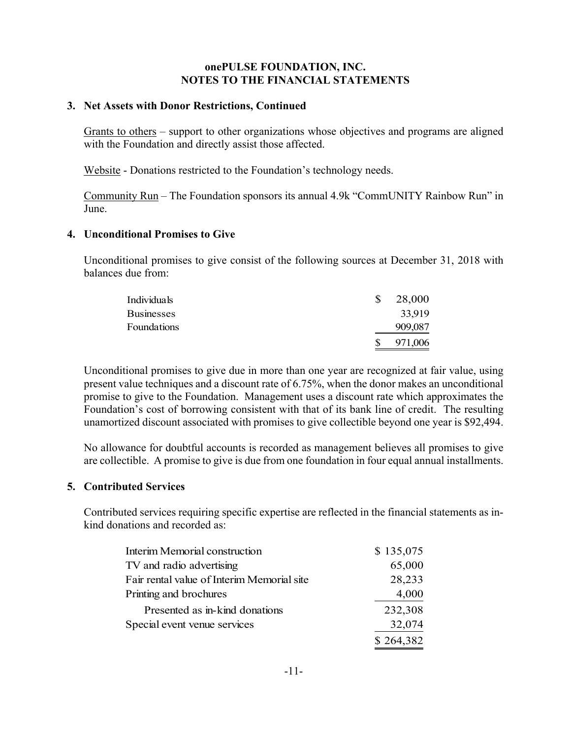**onePULSE FOUNDATION, INC.**
**NOTES TO THE FINANCIAL STATEMENTS**

### 3. Net Assets with Donor Restrictions, Continued

Grants to others – support to other organizations whose objectives and programs are aligned with the Foundation and directly assist those affected.

Website - Donations restricted to the Foundation's technology needs.

Community Run – The Foundation sponsors its annual 4.9k "CommUNITY Rainbow Run" in June.

### 4. Unconditional Promises to Give

Unconditional promises to give consist of the following sources at December 31, 2018 with balances due from:

| | |
|---|---|
| Individuals | $ 28,000 |
| Businesses | 33,919 |
| Foundations | 909,087 |
| | $ 971,006 |

Unconditional promises to give due in more than one year are recognized at fair value, using present value techniques and a discount rate of 6.75%, when the donor makes an unconditional promise to give to the Foundation. Management uses a discount rate which approximates the Foundation's cost of borrowing consistent with that of its bank line of credit. The resulting unamortized discount associated with promises to give collectible beyond one year is $92,494.

No allowance for doubtful accounts is recorded as management believes all promises to give are collectible. A promise to give is due from one foundation in four equal annual installments.

### 5. Contributed Services

Contributed services requiring specific expertise are reflected in the financial statements as in-kind donations and recorded as:

| | |
|---|---|
| Interim Memorial construction | $ 135,075 |
| TV and radio advertising | 65,000 |
| Fair rental value of Interim Memorial site | 28,233 |
| Printing and brochures | 4,000 |
| Presented as in-kind donations | 232,308 |
| Special event venue services | 32,074 |
| | $ 264,382 |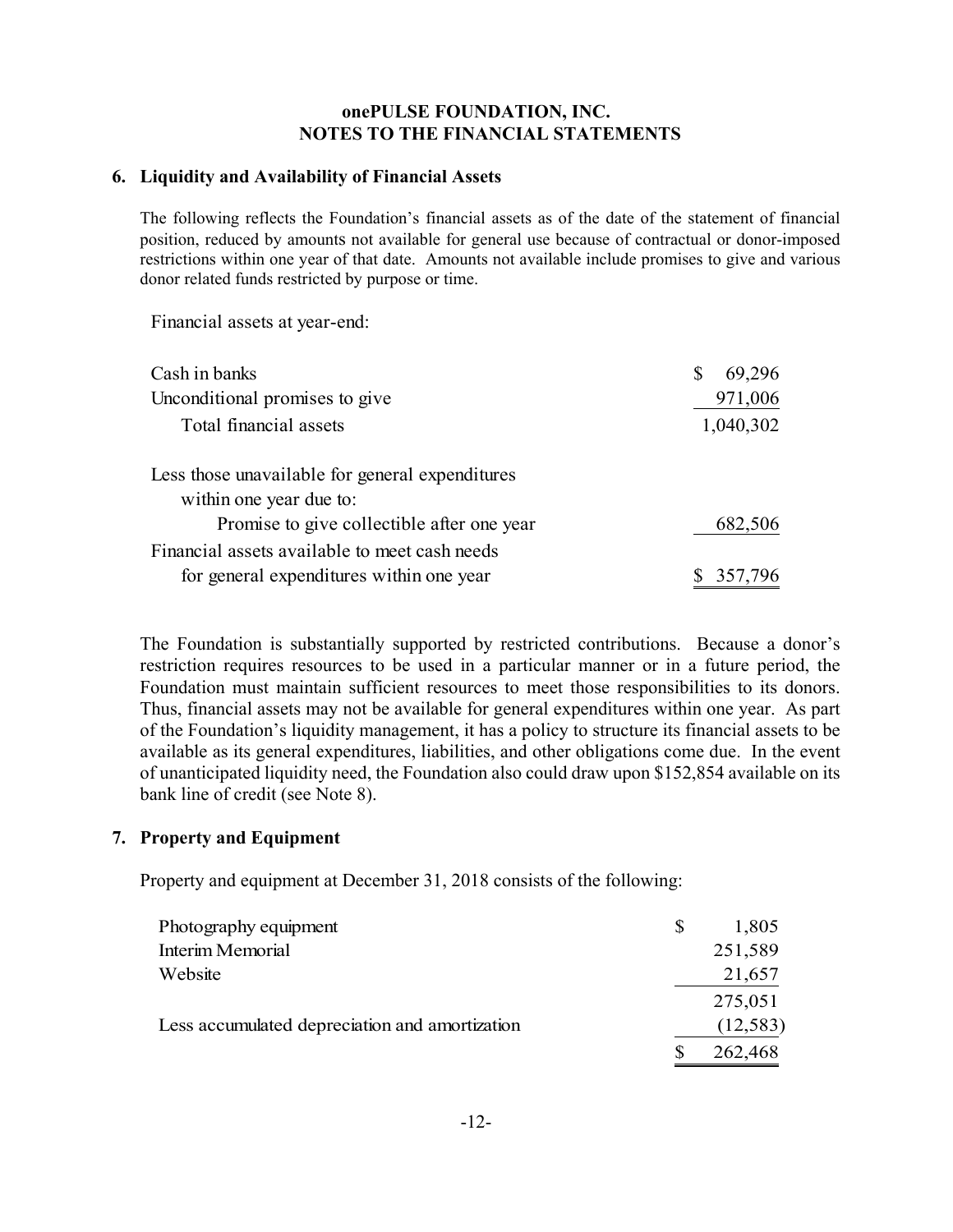# onePULSE FOUNDATION, INC.
# NOTES TO THE FINANCIAL STATEMENTS

## 6. Liquidity and Availability of Financial Assets

The following reflects the Foundation's financial assets as of the date of the statement of financial position, reduced by amounts not available for general use because of contractual or donor-imposed restrictions within one year of that date. Amounts not available include promises to give and various donor related funds restricted by purpose or time.

| | |
|---|---|
| Financial assets at year-end: | |
| Cash in banks | $ 69,296 |
| Unconditional promises to give | 971,006 |
| Total financial assets | 1,040,302 |
| Less those unavailable for general expenditures within one year due to: | |
| Promise to give collectible after one year | 682,506 |
| Financial assets available to meet cash needs for general expenditures within one year | $ 357,796 |

The Foundation is substantially supported by restricted contributions. Because a donor's restriction requires resources to be used in a particular manner or in a future period, the Foundation must maintain sufficient resources to meet those responsibilities to its donors. Thus, financial assets may not be available for general expenditures within one year. As part of the Foundation's liquidity management, it has a policy to structure its financial assets to be available as its general expenditures, liabilities, and other obligations come due. In the event of unanticipated liquidity need, the Foundation also could draw upon $152,854 available on its bank line of credit (see Note 8).

## 7. Property and Equipment

Property and equipment at December 31, 2018 consists of the following:

| | |
|---|---|
| Photography equipment | $ 1,805 |
| Interim Memorial | 251,589 |
| Website | 21,657 |
| | 275,051 |
| Less accumulated depreciation and amortization | (12,583) |
| | $ 262,468 |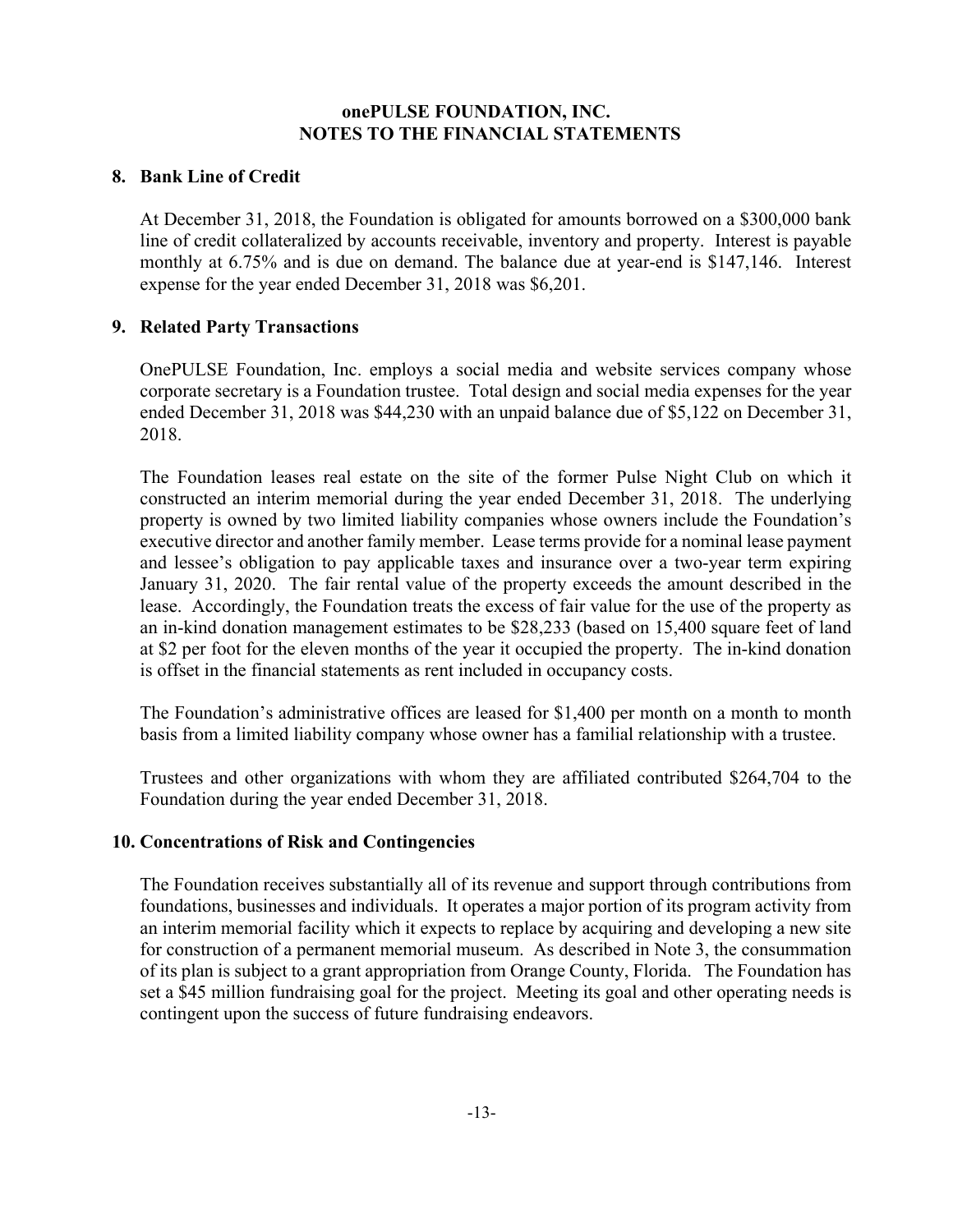# onePULSE FOUNDATION, INC.
# NOTES TO THE FINANCIAL STATEMENTS

## 8. Bank Line of Credit

At December 31, 2018, the Foundation is obligated for amounts borrowed on a $300,000 bank line of credit collateralized by accounts receivable, inventory and property. Interest is payable monthly at 6.75% and is due on demand. The balance due at year-end is $147,146. Interest expense for the year ended December 31, 2018 was $6,201.

## 9. Related Party Transactions

OnePULSE Foundation, Inc. employs a social media and website services company whose corporate secretary is a Foundation trustee. Total design and social media expenses for the year ended December 31, 2018 was $44,230 with an unpaid balance due of $5,122 on December 31, 2018.

The Foundation leases real estate on the site of the former Pulse Night Club on which it constructed an interim memorial during the year ended December 31, 2018. The underlying property is owned by two limited liability companies whose owners include the Foundation's executive director and another family member. Lease terms provide for a nominal lease payment and lessee's obligation to pay applicable taxes and insurance over a two-year term expiring January 31, 2020. The fair rental value of the property exceeds the amount described in the lease. Accordingly, the Foundation treats the excess of fair value for the use of the property as an in-kind donation management estimates to be $28,233 (based on 15,400 square feet of land at $2 per foot for the eleven months of the year it occupied the property. The in-kind donation is offset in the financial statements as rent included in occupancy costs.

The Foundation's administrative offices are leased for $1,400 per month on a month to month basis from a limited liability company whose owner has a familial relationship with a trustee.

Trustees and other organizations with whom they are affiliated contributed $264,704 to the Foundation during the year ended December 31, 2018.

## 10. Concentrations of Risk and Contingencies

The Foundation receives substantially all of its revenue and support through contributions from foundations, businesses and individuals. It operates a major portion of its program activity from an interim memorial facility which it expects to replace by acquiring and developing a new site for construction of a permanent memorial museum. As described in Note 3, the consummation of its plan is subject to a grant appropriation from Orange County, Florida. The Foundation has set a $45 million fundraising goal for the project. Meeting its goal and other operating needs is contingent upon the success of future fundraising endeavors.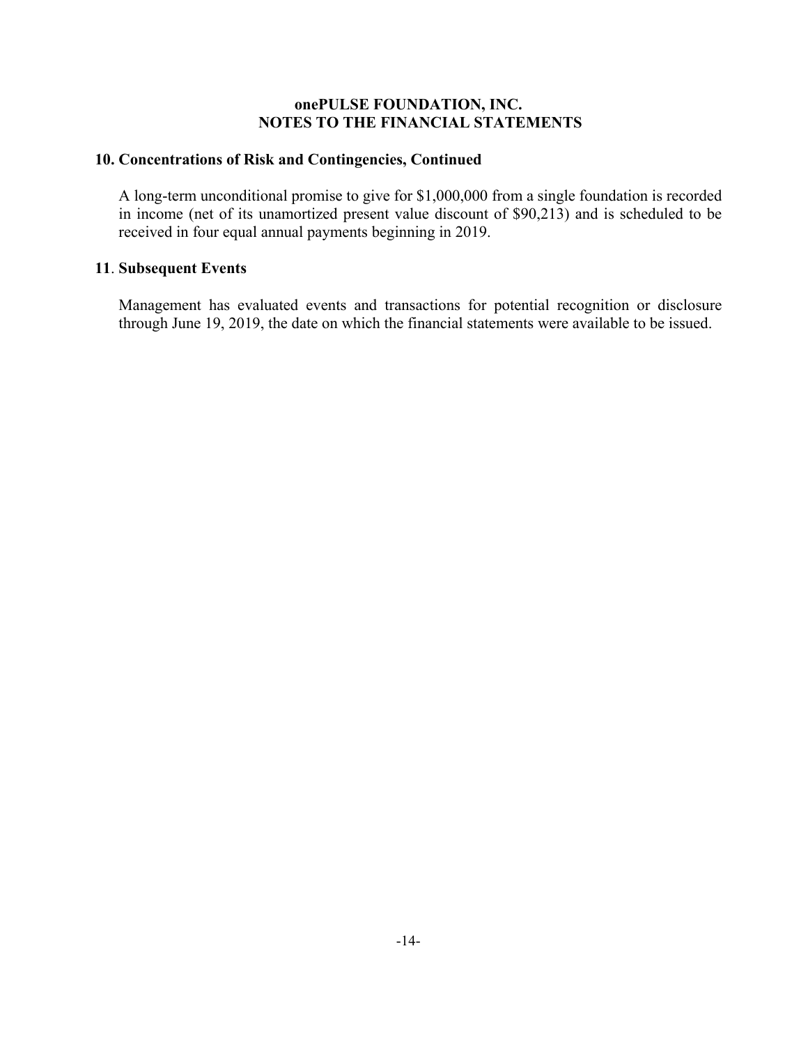**onePULSE FOUNDATION, INC.**
**NOTES TO THE FINANCIAL STATEMENTS**

## 10. Concentrations of Risk and Contingencies, Continued

A long-term unconditional promise to give for $1,000,000 from a single foundation is recorded in income (net of its unamortized present value discount of $90,213) and is scheduled to be received in four equal annual payments beginning in 2019.

## 11. Subsequent Events

Management has evaluated events and transactions for potential recognition or disclosure through June 19, 2019, the date on which the financial statements were available to be issued.